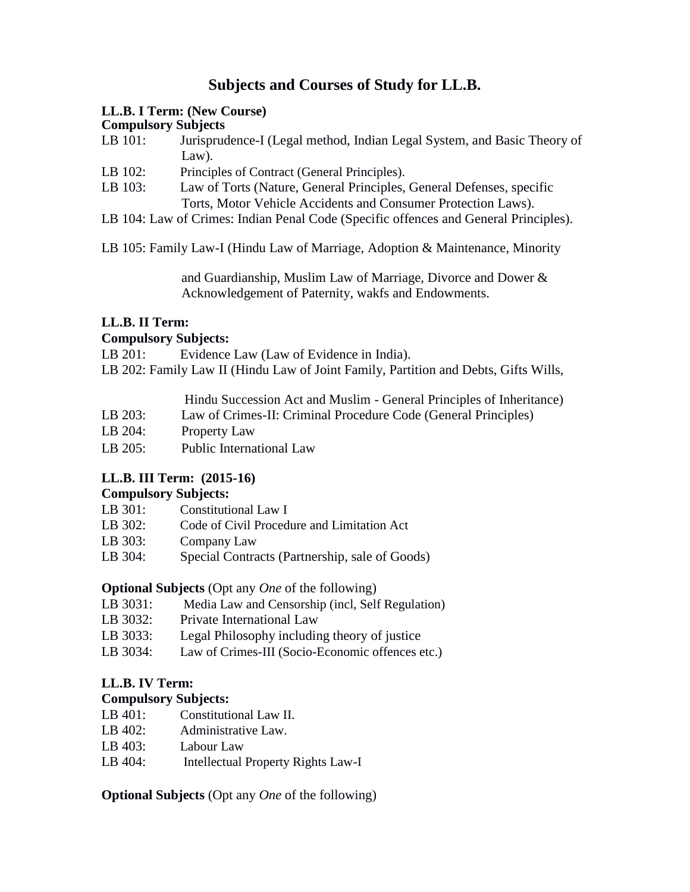# Subjects and Courses of Study for LL.B.

**LL.B. I Term: (New Course)**

**Compulsory Subjects**

LB 101: Jurisprudence-I (Legal method, Indian Legal System, and Basic Theory of Law).

LB 102: Principles of Contract (General Principles).

LB 103: Law of Torts (Nature, General Principles, General Defenses, specific Torts, Motor Vehicle Accidents and Consumer Protection Laws).

LB 104: Law of Crimes: Indian Penal Code (Specific offences and General Principles).

LB 105: Family Law-I (Hindu Law of Marriage, Adoption & Maintenance, Minority and Guardianship, Muslim Law of Marriage, Divorce and Dower & Acknowledgement of Paternity, wakfs and Endowments.

**LL.B. II Term:**

**Compulsory Subjects:**

LB 201: Evidence Law (Law of Evidence in India).

LB 202: Family Law II (Hindu Law of Joint Family, Partition and Debts, Gifts Wills, Hindu Succession Act and Muslim - General Principles of Inheritance)

LB 203: Law of Crimes-II: Criminal Procedure Code (General Principles)

LB 204: Property Law

LB 205: Public International Law

**LL.B. III Term: (2015-16)**

**Compulsory Subjects:**

LB 301: Constitutional Law I

LB 302: Code of Civil Procedure and Limitation Act

LB 303: Company Law

LB 304: Special Contracts (Partnership, sale of Goods)

**Optional Subjects** (Opt any *One* of the following)

LB 3031: Media Law and Censorship (incl, Self Regulation)

LB 3032: Private International Law

LB 3033: Legal Philosophy including theory of justice

LB 3034: Law of Crimes-III (Socio-Economic offences etc.)

**LL.B. IV Term:**

**Compulsory Subjects:**

LB 401: Constitutional Law II.

LB 402: Administrative Law.

LB 403: Labour Law

LB 404: Intellectual Property Rights Law-I

**Optional Subjects** (Opt any *One* of the following)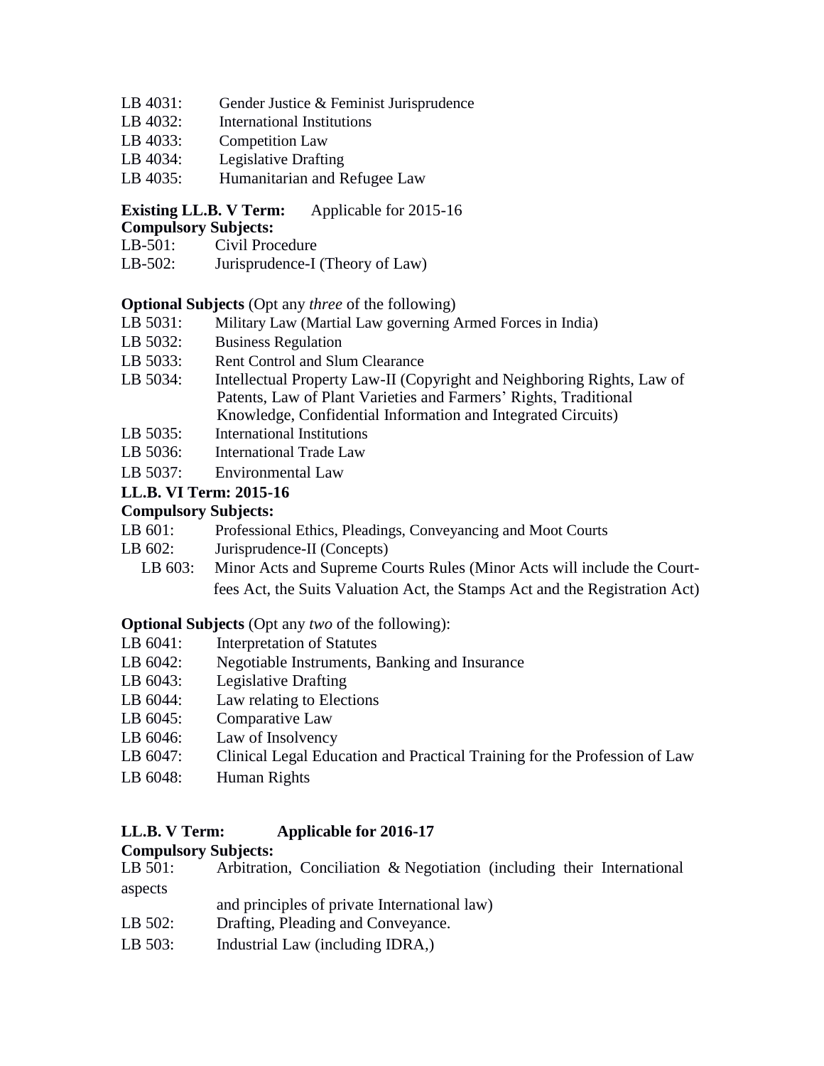LB 4031: Gender Justice & Feminist Jurisprudence
LB 4032: International Institutions
LB 4033: Competition Law
LB 4034: Legislative Drafting
LB 4035: Humanitarian and Refugee Law

**Existing LL.B. V Term:** Applicable for 2015-16

**Compulsory Subjects:**

LB-501: Civil Procedure
LB-502: Jurisprudence-I (Theory of Law)

**Optional Subjects** (Opt any *three* of the following)

LB 5031: Military Law (Martial Law governing Armed Forces in India)
LB 5032: Business Regulation
LB 5033: Rent Control and Slum Clearance
LB 5034: Intellectual Property Law-II (Copyright and Neighboring Rights, Law of Patents, Law of Plant Varieties and Farmers' Rights, Traditional Knowledge, Confidential Information and Integrated Circuits)
LB 5035: International Institutions
LB 5036: International Trade Law
LB 5037: Environmental Law

**LL.B. VI Term: 2015-16**

**Compulsory Subjects:**

LB 601: Professional Ethics, Pleadings, Conveyancing and Moot Courts
LB 602: Jurisprudence-II (Concepts)
LB 603: Minor Acts and Supreme Courts Rules (Minor Acts will include the Court-fees Act, the Suits Valuation Act, the Stamps Act and the Registration Act)

**Optional Subjects** (Opt any *two* of the following):

LB 6041: Interpretation of Statutes
LB 6042: Negotiable Instruments, Banking and Insurance
LB 6043: Legislative Drafting
LB 6044: Law relating to Elections
LB 6045: Comparative Law
LB 6046: Law of Insolvency
LB 6047: Clinical Legal Education and Practical Training for the Profession of Law
LB 6048: Human Rights

**LL.B. V Term: Applicable for 2016-17**

**Compulsory Subjects:**

LB 501: Arbitration, Conciliation & Negotiation (including their International aspects and principles of private International law)
LB 502: Drafting, Pleading and Conveyance.
LB 503: Industrial Law (including IDRA,)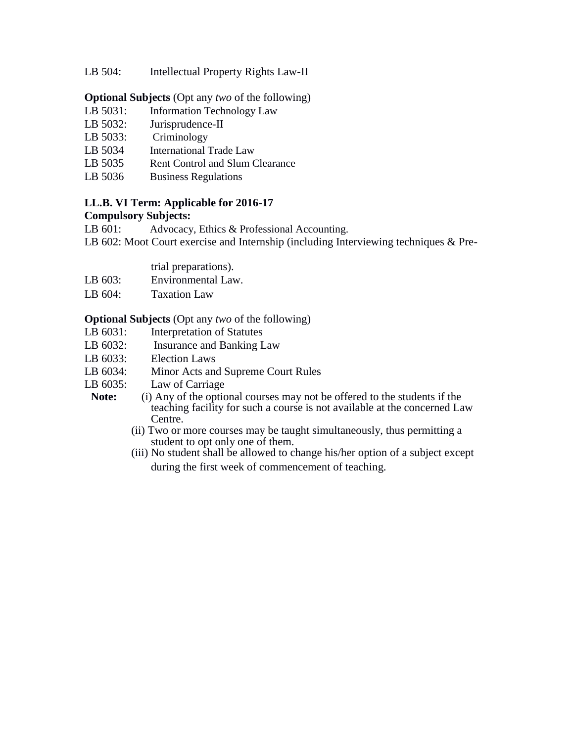LB 504: Intellectual Property Rights Law-II

**Optional Subjects** (Opt any *two* of the following)

LB 5031: Information Technology Law
LB 5032: Jurisprudence-II
LB 5033: Criminology
LB 5034 International Trade Law
LB 5035 Rent Control and Slum Clearance
LB 5036 Business Regulations

**LL.B. VI Term: Applicable for 2016-17**

**Compulsory Subjects:**

LB 601: Advocacy, Ethics & Professional Accounting.
LB 602: Moot Court exercise and Internship (including Interviewing techniques & Pre-trial preparations).
LB 603: Environmental Law.
LB 604: Taxation Law

**Optional Subjects** (Opt any *two* of the following)

LB 6031: Interpretation of Statutes
LB 6032: Insurance and Banking Law
LB 6033: Election Laws
LB 6034: Minor Acts and Supreme Court Rules
LB 6035: Law of Carriage

**Note:** (i) Any of the optional courses may not be offered to the students if the teaching facility for such a course is not available at the concerned Law Centre.

(ii) Two or more courses may be taught simultaneously, thus permitting a student to opt only one of them.

(iii) No student shall be allowed to change his/her option of a subject except during the first week of commencement of teaching.